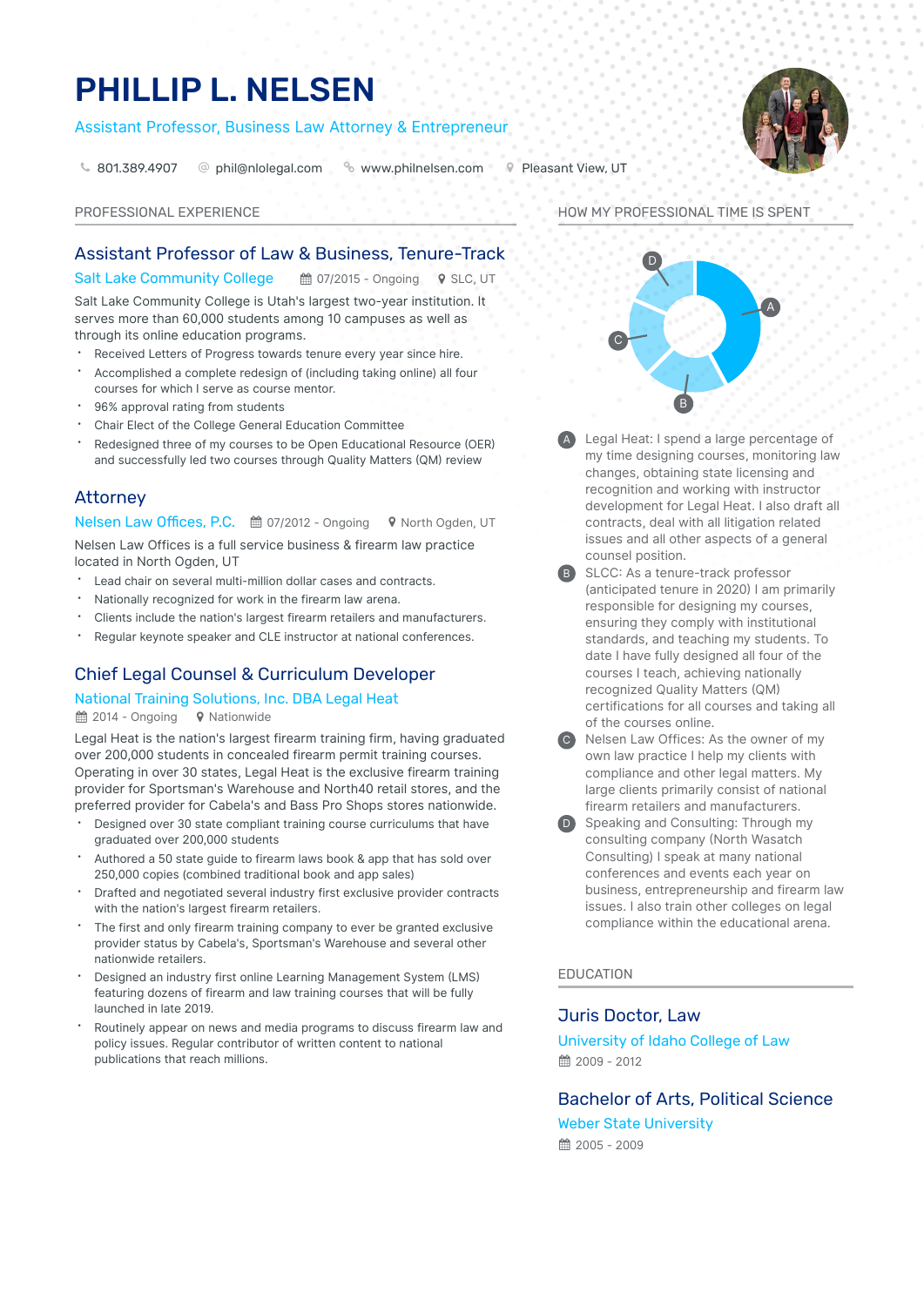# PHILLIP L. NELSEN

Assistant Professor, Business Law Attorney & Entrepreneur

801.389.4907 | phil@nlolegal.com | www.philnelsen.com | Pleasant View, UT

## PROFESSIONAL EXPERIENCE

### Assistant Professor of Law & Business, Tenure-Track

Salt Lake Community College | 07/2015 - Ongoing | SLC, UT

Salt Lake Community College is Utah's largest two-year institution. It serves more than 60,000 students among 10 campuses as well as through its online education programs.

- Received Letters of Progress towards tenure every year since hire.
- Accomplished a complete redesign of (including taking online) all four courses for which I serve as course mentor.
- 96% approval rating from students
- Chair Elect of the College General Education Committee
- Redesigned three of my courses to be Open Educational Resource (OER) and successfully led two courses through Quality Matters (QM) review

### Attorney

Nelsen Law Offices, P.C. | 07/2012 - Ongoing | North Ogden, UT

Nelsen Law Offices is a full service business & firearm law practice located in North Ogden, UT

- Lead chair on several multi-million dollar cases and contracts.
- Nationally recognized for work in the firearm law arena.
- Clients include the nation's largest firearm retailers and manufacturers.
- Regular keynote speaker and CLE instructor at national conferences.

### Chief Legal Counsel & Curriculum Developer

National Training Solutions, Inc. DBA Legal Heat

2014 - Ongoing | Nationwide

Legal Heat is the nation's largest firearm training firm, having graduated over 200,000 students in concealed firearm permit training courses. Operating in over 30 states, Legal Heat is the exclusive firearm training provider for Sportsman's Warehouse and North40 retail stores, and the preferred provider for Cabela's and Bass Pro Shops stores nationwide.

- Designed over 30 state compliant training course curriculums that have graduated over 200,000 students
- Authored a 50 state guide to firearm laws book & app that has sold over 250,000 copies (combined traditional book and app sales)
- Drafted and negotiated several industry first exclusive provider contracts with the nation's largest firearm retailers.
- The first and only firearm training company to ever be granted exclusive provider status by Cabela's, Sportsman's Warehouse and several other nationwide retailers.
- Designed an industry first online Learning Management System (LMS) featuring dozens of firearm and law training courses that will be fully launched in late 2019.
- Routinely appear on news and media programs to discuss firearm law and policy issues. Regular contributor of written content to national publications that reach millions.

## HOW MY PROFESSIONAL TIME IS SPENT

- **A** Legal Heat: I spend a large percentage of my time designing courses, monitoring law changes, obtaining state licensing and recognition and working with instructor development for Legal Heat. I also draft all contracts, deal with all litigation related issues and all other aspects of a general counsel position.
- **B** SLCC: As a tenure-track professor (anticipated tenure in 2020) I am primarily responsible for designing my courses, ensuring they comply with institutional standards, and teaching my students. To date I have fully designed all four of the courses I teach, achieving nationally recognized Quality Matters (QM) certifications for all courses and taking all of the courses online.
- **C** Nelsen Law Offices: As the owner of my own law practice I help my clients with compliance and other legal matters. My large clients primarily consist of national firearm retailers and manufacturers.
- **D** Speaking and Consulting: Through my consulting company (North Wasatch Consulting) I speak at many national conferences and events each year on business, entrepreneurship and firearm law issues. I also train other colleges on legal compliance within the educational arena.

## EDUCATION

### Juris Doctor, Law

University of Idaho College of Law

2009 - 2012

### Bachelor of Arts, Political Science

Weber State University

2005 - 2009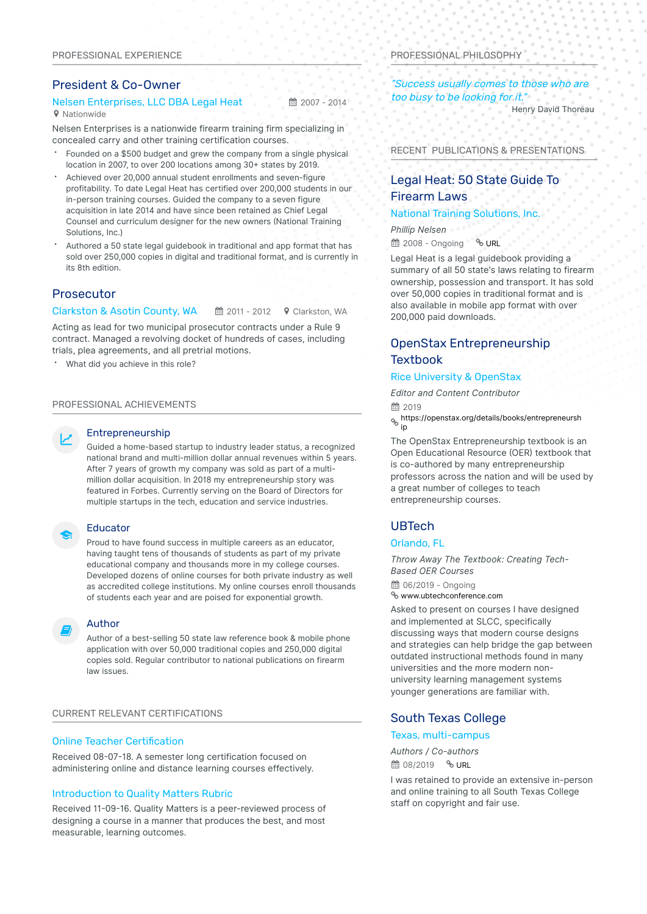## PROFESSIONAL EXPERIENCE

### President & Co-Owner

**Nelsen Enterprises, LLC DBA Legal Heat** | 2007 - 2014
Nationwide

Nelsen Enterprises is a nationwide firearm training firm specializing in concealed carry and other training certification courses.

- Founded on a $500 budget and grew the company from a single physical location in 2007, to over 200 locations among 30+ states by 2019.
- Achieved over 20,000 annual student enrollments and seven-figure profitability. To date Legal Heat has certified over 200,000 students in our in-person training courses. Guided the company to a seven figure acquisition in late 2014 and have since been retained as Chief Legal Counsel and curriculum designer for the new owners (National Training Solutions, Inc.)
- Authored a 50 state legal guidebook in traditional and app format that has sold over 250,000 copies in digital and traditional format, and is currently in its 8th edition.

### Prosecutor

**Clarkston & Asotin County, WA** | 2011 - 2012 | Clarkston, WA

Acting as lead for two municipal prosecutor contracts under a Rule 9 contract. Managed a revolving docket of hundreds of cases, including trials, plea agreements, and all pretrial motions.

- What did you achieve in this role?

## PROFESSIONAL ACHIEVEMENTS

### Entrepreneurship

Guided a home-based startup to industry leader status, a recognized national brand and multi-million dollar annual revenues within 5 years. After 7 years of growth my company was sold as part of a multi-million dollar acquisition. In 2018 my entrepreneurship story was featured in Forbes. Currently serving on the Board of Directors for multiple startups in the tech, education and service industries.

### Educator

Proud to have found success in multiple careers as an educator, having taught tens of thousands of students as part of my private educational company and thousands more in my college courses. Developed dozens of online courses for both private industry as well as accredited college institutions. My online courses enroll thousands of students each year and are poised for exponential growth.

### Author

Author of a best-selling 50 state law reference book & mobile phone application with over 50,000 traditional copies and 250,000 digital copies sold. Regular contributor to national publications on firearm law issues.

## CURRENT RELEVANT CERTIFICATIONS

### Online Teacher Certification

Received 08-07-18. A semester long certification focused on administering online and distance learning courses effectively.

### Introduction to Quality Matters Rubric

Received 11-09-16. Quality Matters is a peer-reviewed process of designing a course in a manner that produces the best, and most measurable, learning outcomes.

## PROFESSIONAL PHILOSOPHY

*"Success usually comes to those who are too busy to be looking for it."*

Henry David Thoreau

## RECENT PUBLICATIONS & PRESENTATIONS

### Legal Heat: 50 State Guide To Firearm Laws

**National Training Solutions, Inc.**

*Phillip Nelsen*

2008 - Ongoing | URL

Legal Heat is a legal guidebook providing a summary of all 50 state's laws relating to firearm ownership, possession and transport. It has sold over 50,000 copies in traditional format and is also available in mobile app format with over 200,000 paid downloads.

### OpenStax Entrepreneurship Textbook

**Rice University & OpenStax**

*Editor and Content Contributor*

2019
https://openstax.org/details/books/entrepreneurship

The OpenStax Entrepreneurship textbook is an Open Educational Resource (OER) textbook that is co-authored by many entrepreneurship professors across the nation and will be used by a great number of colleges to teach entrepreneurship courses.

### UBTech

**Orlando, FL**

*Throw Away The Textbook: Creating Tech-Based OER Courses*

06/2019 - Ongoing
www.ubtechconference.com

Asked to present on courses I have designed and implemented at SLCC, specifically discussing ways that modern course designs and strategies can help bridge the gap between outdated instructional methods found in many universities and the more modern non-university learning management systems younger generations are familiar with.

### South Texas College

**Texas, multi-campus**

*Authors / Co-authors*

08/2019 | URL

I was retained to provide an extensive in-person and online training to all South Texas College staff on copyright and fair use.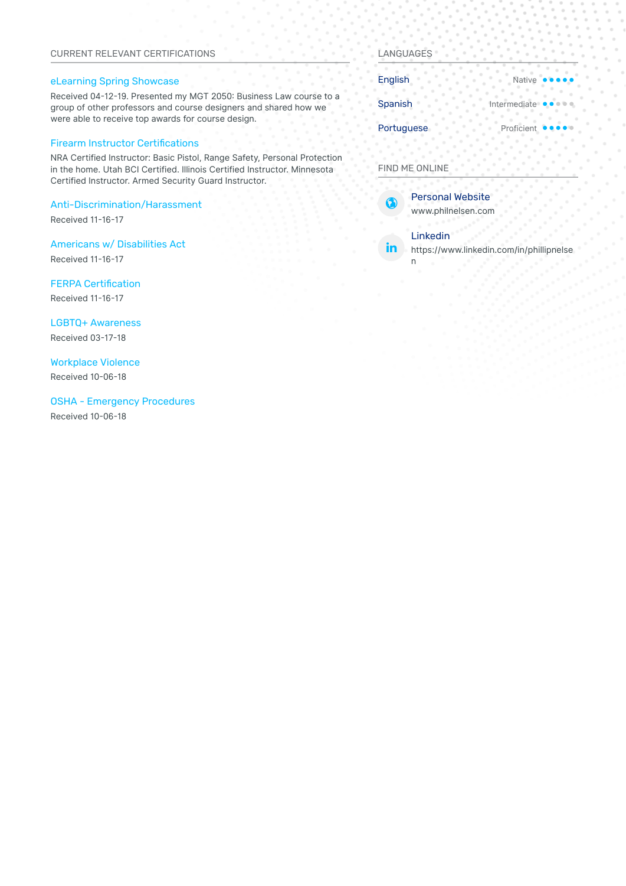## CURRENT RELEVANT CERTIFICATIONS

### eLearning Spring Showcase

Received 04-12-19. Presented my MGT 2050: Business Law course to a group of other professors and course designers and shared how we were able to receive top awards for course design.

### Firearm Instructor Certifications

NRA Certified Instructor: Basic Pistol, Range Safety, Personal Protection in the home. Utah BCI Certified. Illinois Certified Instructor. Minnesota Certified Instructor. Armed Security Guard Instructor.

### Anti-Discrimination/Harassment

Received 11-16-17

### Americans w/ Disabilities Act

Received 11-16-17

### FERPA Certification

Received 11-16-17

### LGBTQ+ Awareness

Received 03-17-18

### Workplace Violence

Received 10-06-18

### OSHA - Emergency Procedures

Received 10-06-18

## LANGUAGES

- **English** — Native
- **Spanish** — Intermediate
- **Portuguese** — Proficient

## FIND ME ONLINE

**Personal Website**
www.philnelsen.com

**Linkedin**
https://www.linkedin.com/in/phillipnelsen